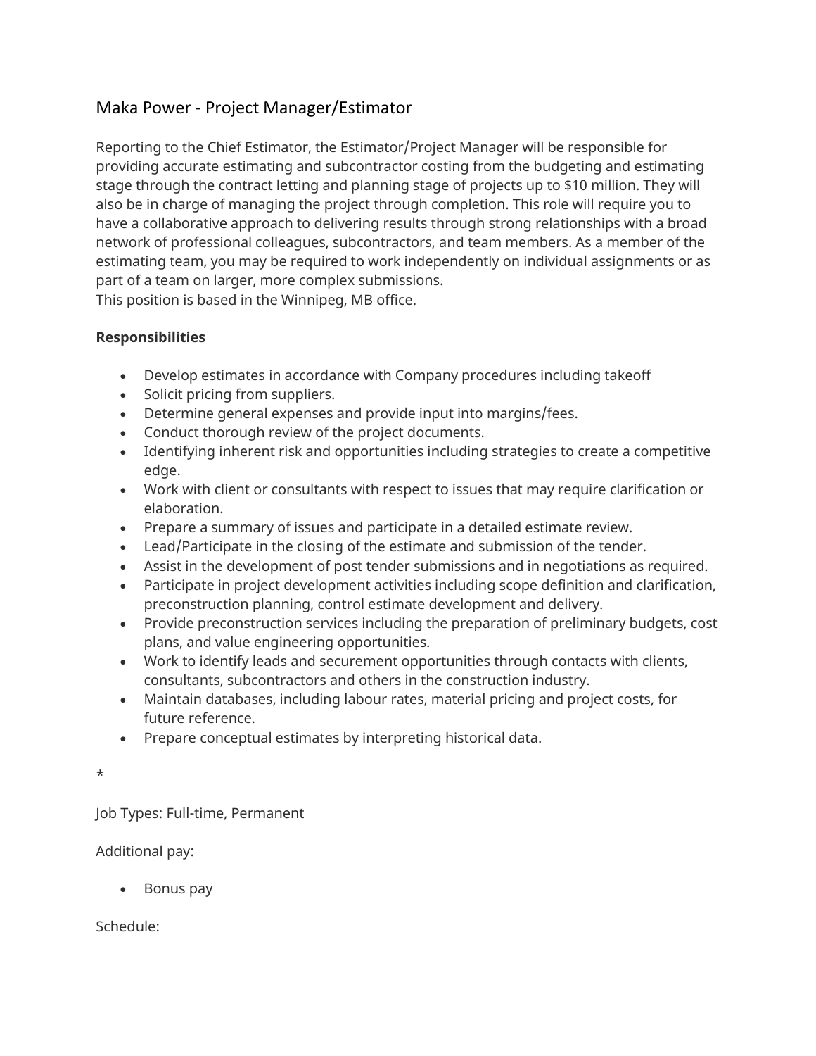# Maka Power - Project Manager/Estimator

Reporting to the Chief Estimator, the Estimator/Project Manager will be responsible for providing accurate estimating and subcontractor costing from the budgeting and estimating stage through the contract letting and planning stage of projects up to $10 million. They will also be in charge of managing the project through completion. This role will require you to have a collaborative approach to delivering results through strong relationships with a broad network of professional colleagues, subcontractors, and team members. As a member of the estimating team, you may be required to work independently on individual assignments or as part of a team on larger, more complex submissions.
This position is based in the Winnipeg, MB office.

**Responsibilities**

- Develop estimates in accordance with Company procedures including takeoff
- Solicit pricing from suppliers.
- Determine general expenses and provide input into margins/fees.
- Conduct thorough review of the project documents.
- Identifying inherent risk and opportunities including strategies to create a competitive edge.
- Work with client or consultants with respect to issues that may require clarification or elaboration.
- Prepare a summary of issues and participate in a detailed estimate review.
- Lead/Participate in the closing of the estimate and submission of the tender.
- Assist in the development of post tender submissions and in negotiations as required.
- Participate in project development activities including scope definition and clarification, preconstruction planning, control estimate development and delivery.
- Provide preconstruction services including the preparation of preliminary budgets, cost plans, and value engineering opportunities.
- Work to identify leads and securement opportunities through contacts with clients, consultants, subcontractors and others in the construction industry.
- Maintain databases, including labour rates, material pricing and project costs, for future reference.
- Prepare conceptual estimates by interpreting historical data.

*

Job Types: Full-time, Permanent

Additional pay:

- Bonus pay

Schedule: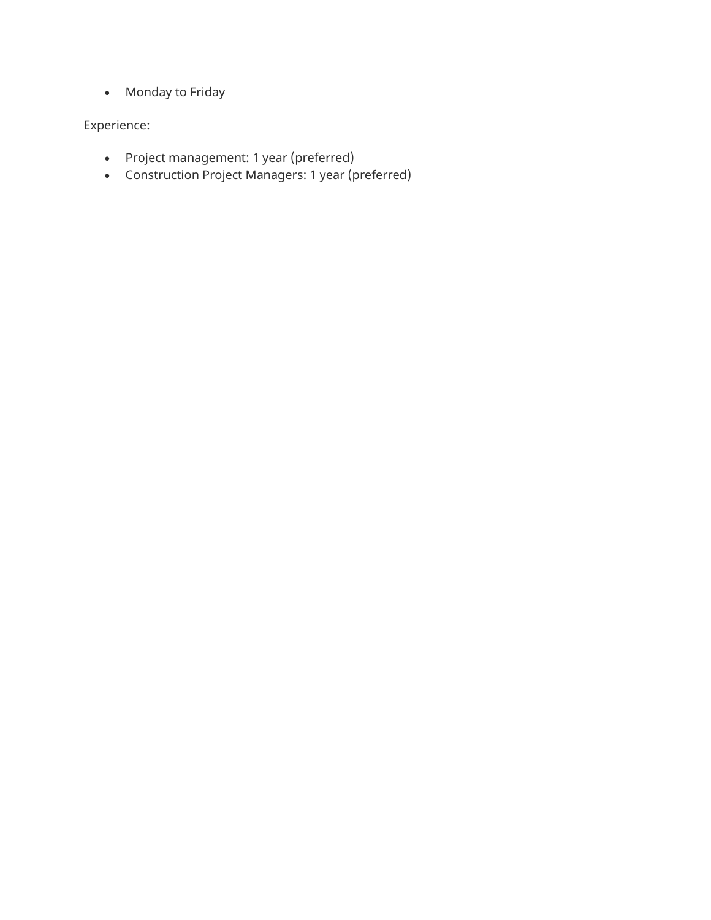- Monday to Friday

Experience:

- Project management: 1 year (preferred)
- Construction Project Managers: 1 year (preferred)